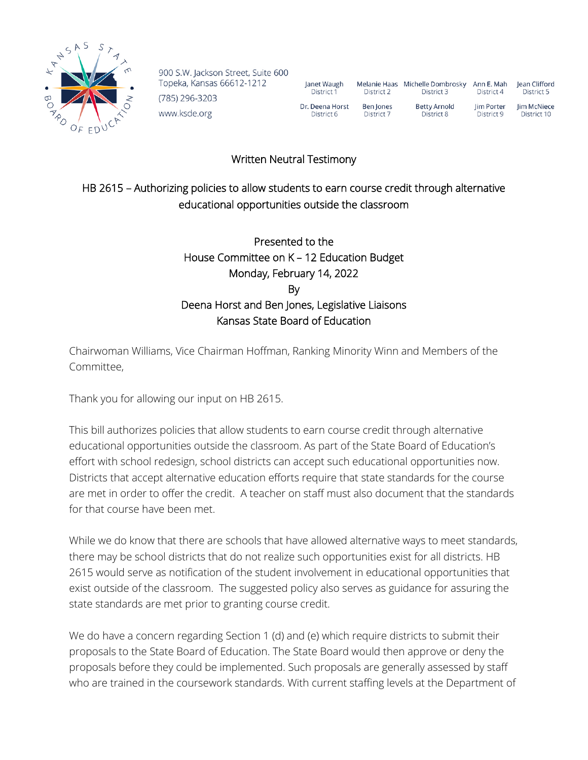900 S.W. Jackson Street, Suite 600
Topeka, Kansas 66612-1212
(785) 296-3203
www.ksde.org

| Janet Waugh | Melanie Haas | Michelle Dombrosky | Ann E. Mah | Jean Clifford |
|---|---|---|---|---|
| District 1 | District 2 | District 3 | District 4 | District 5 |
| Dr. Deena Horst | Ben Jones | Betty Arnold | Jim Porter | Jim McNiece |
| District 6 | District 7 | District 8 | District 9 | District 10 |

Written Neutral Testimony

HB 2615 – Authorizing policies to allow students to earn course credit through alternative educational opportunities outside the classroom

Presented to the
House Committee on K – 12 Education Budget
Monday, February 14, 2022
By
Deena Horst and Ben Jones, Legislative Liaisons
Kansas State Board of Education

Chairwoman Williams, Vice Chairman Hoffman, Ranking Minority Winn and Members of the Committee,

Thank you for allowing our input on HB 2615.

This bill authorizes policies that allow students to earn course credit through alternative educational opportunities outside the classroom. As part of the State Board of Education's effort with school redesign, school districts can accept such educational opportunities now. Districts that accept alternative education efforts require that state standards for the course are met in order to offer the credit. A teacher on staff must also document that the standards for that course have been met.

While we do know that there are schools that have allowed alternative ways to meet standards, there may be school districts that do not realize such opportunities exist for all districts. HB 2615 would serve as notification of the student involvement in educational opportunities that exist outside of the classroom. The suggested policy also serves as guidance for assuring the state standards are met prior to granting course credit.

We do have a concern regarding Section 1 (d) and (e) which require districts to submit their proposals to the State Board of Education. The State Board would then approve or deny the proposals before they could be implemented. Such proposals are generally assessed by staff who are trained in the coursework standards. With current staffing levels at the Department of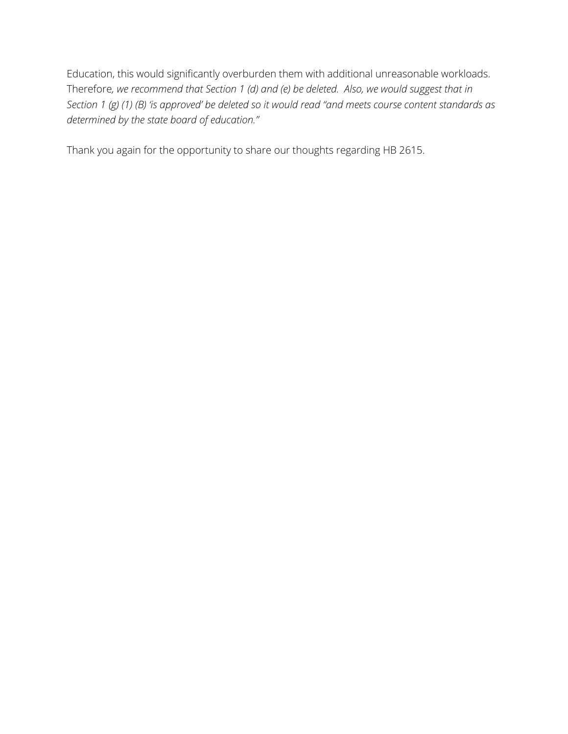Education, this would significantly overburden them with additional unreasonable workloads. Therefore*, we recommend that Section 1 (d) and (e) be deleted. Also, we would suggest that in Section 1 (g) (1) (B) 'is approved' be deleted so it would read "and meets course content standards as determined by the state board of education."*

Thank you again for the opportunity to share our thoughts regarding HB 2615.